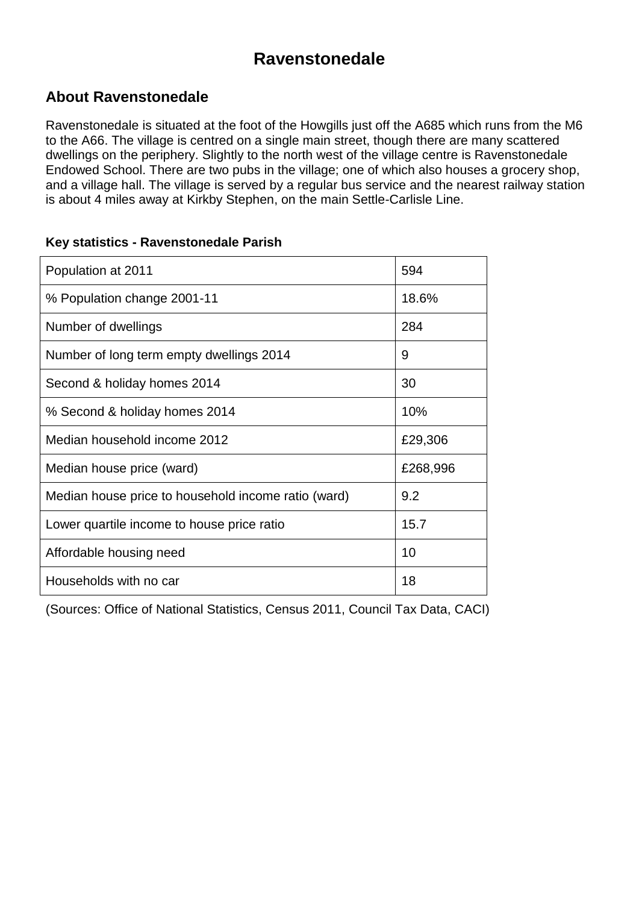# Ravenstonedale

## About Ravenstonedale

Ravenstonedale is situated at the foot of the Howgills just off the A685 which runs from the M6 to the A66. The village is centred on a single main street, though there are many scattered dwellings on the periphery. Slightly to the north west of the village centre is Ravenstonedale Endowed School. There are two pubs in the village; one of which also houses a grocery shop, and a village hall. The village is served by a regular bus service and the nearest railway station is about 4 miles away at Kirkby Stephen, on the main Settle-Carlisle Line.

**Key statistics - Ravenstonedale Parish**

| | |
|---|---|
| Population at 2011 | 594 |
| % Population change 2001-11 | 18.6% |
| Number of dwellings | 284 |
| Number of long term empty dwellings 2014 | 9 |
| Second & holiday homes 2014 | 30 |
| % Second & holiday homes 2014 | 10% |
| Median household income 2012 | £29,306 |
| Median house price (ward) | £268,996 |
| Median house price to household income ratio (ward) | 9.2 |
| Lower quartile income to house price ratio | 15.7 |
| Affordable housing need | 10 |
| Households with no car | 18 |

(Sources: Office of National Statistics, Census 2011, Council Tax Data, CACI)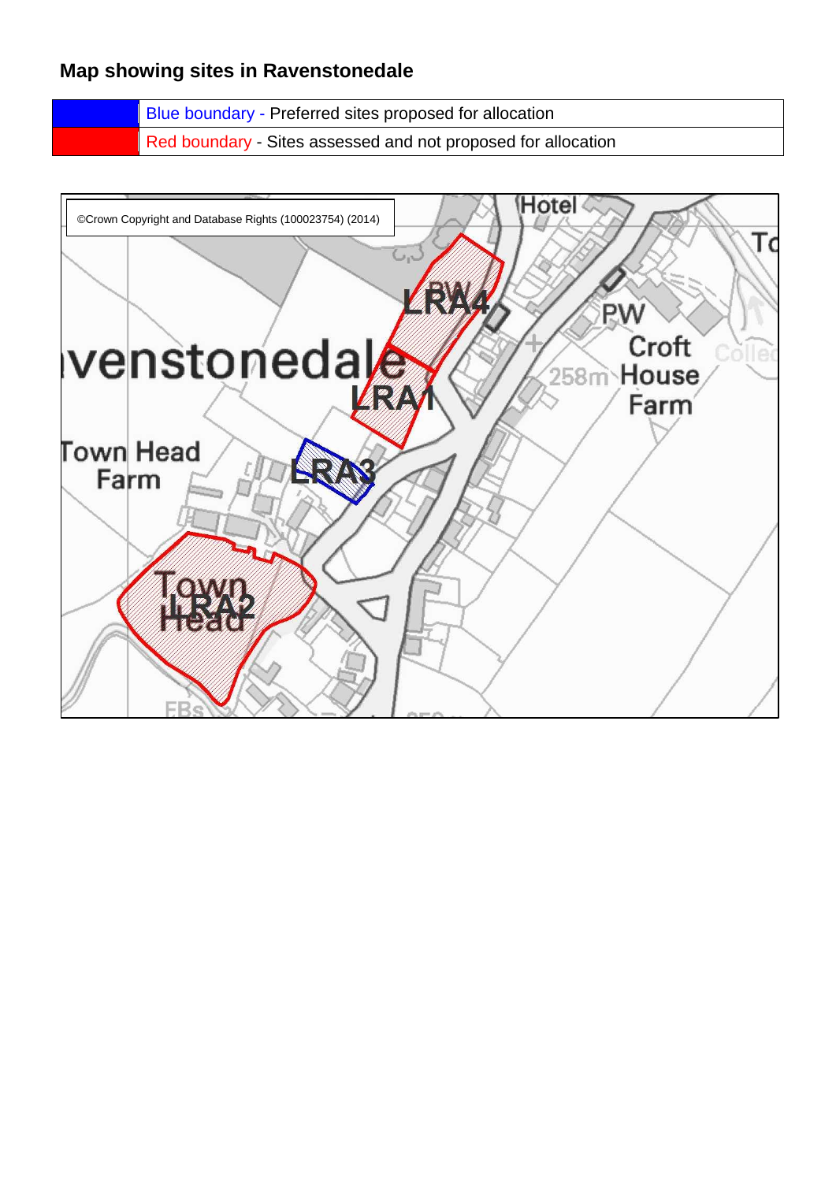**Map showing sites in Ravenstonedale**

| | |
|---|---|
| | Blue boundary - Preferred sites proposed for allocation |
| | Red boundary - Sites assessed and not proposed for allocation |

©Crown Copyright and Database Rights (100023754) (2014)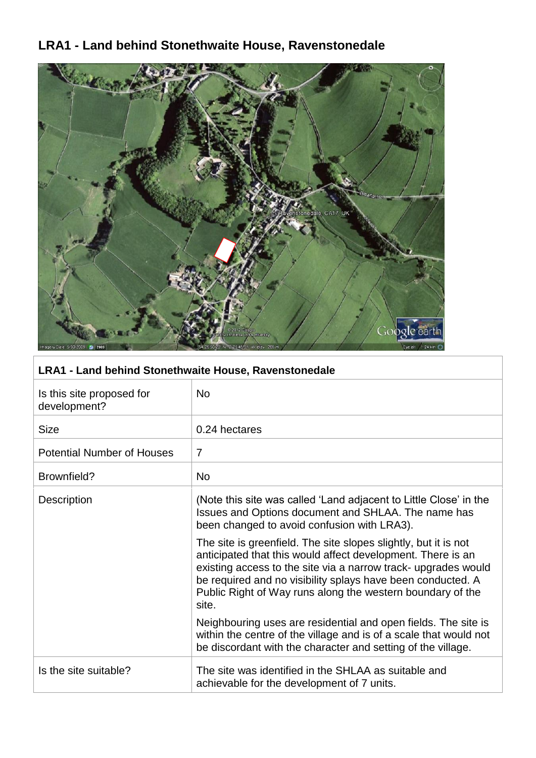## LRA1 - Land behind Stonethwaite House, Ravenstonedale

| LRA1 - Land behind Stonethwaite House, Ravenstonedale | |
|---|---|
| Is this site proposed for development? | No |
| Size | 0.24 hectares |
| Potential Number of Houses | 7 |
| Brownfield? | No |
| Description | (Note this site was called 'Land adjacent to Little Close' in the Issues and Options document and SHLAA. The name has been changed to avoid confusion with LRA3).<br><br>The site is greenfield. The site slopes slightly, but it is not anticipated that this would affect development. There is an existing access to the site via a narrow track- upgrades would be required and no visibility splays have been conducted. A Public Right of Way runs along the western boundary of the site.<br><br>Neighbouring uses are residential and open fields. The site is within the centre of the village and is of a scale that would not be discordant with the character and setting of the village. |
| Is the site suitable? | The site was identified in the SHLAA as suitable and achievable for the development of 7 units. |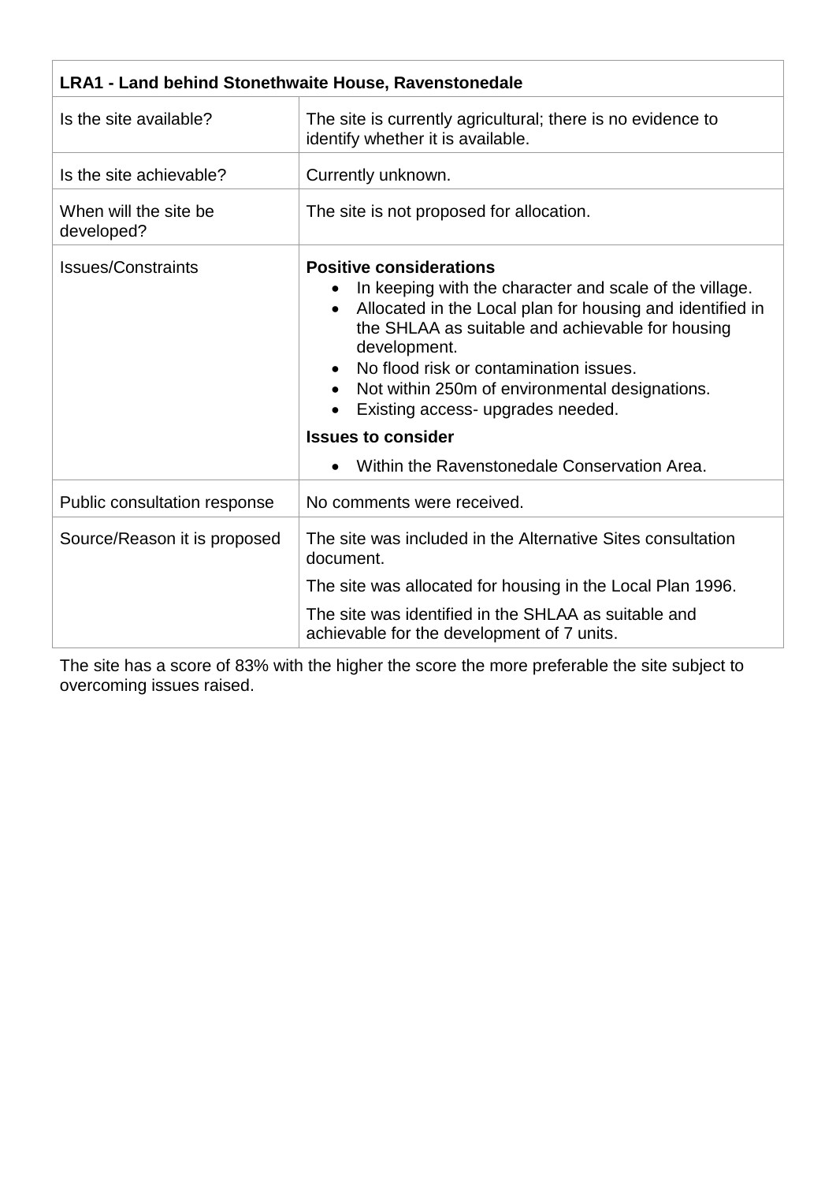| LRA1 - Land behind Stonethwaite House, Ravenstonedale | |
|---|---|
| Is the site available? | The site is currently agricultural; there is no evidence to identify whether it is available. |
| Is the site achievable? | Currently unknown. |
| When will the site be developed? | The site is not proposed for allocation. |
| Issues/Constraints | **Positive considerations**<br>• In keeping with the character and scale of the village.<br>• Allocated in the Local plan for housing and identified in the SHLAA as suitable and achievable for housing development.<br>• No flood risk or contamination issues.<br>• Not within 250m of environmental designations.<br>• Existing access- upgrades needed.<br>**Issues to consider**<br>• Within the Ravenstonedale Conservation Area. |
| Public consultation response | No comments were received. |
| Source/Reason it is proposed | The site was included in the Alternative Sites consultation document.<br>The site was allocated for housing in the Local Plan 1996.<br>The site was identified in the SHLAA as suitable and achievable for the development of 7 units. |

The site has a score of 83% with the higher the score the more preferable the site subject to overcoming issues raised.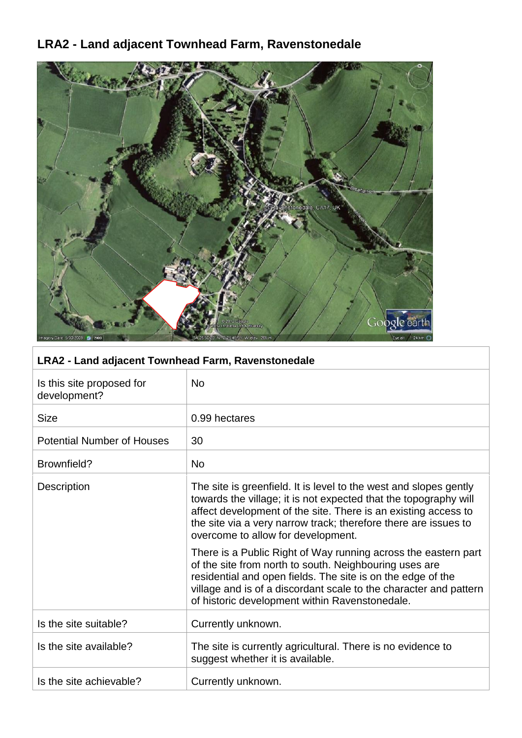## LRA2 - Land adjacent Townhead Farm, Ravenstonedale

| LRA2 - Land adjacent Townhead Farm, Ravenstonedale | |
|---|---|
| Is this site proposed for development? | No |
| Size | 0.99 hectares |
| Potential Number of Houses | 30 |
| Brownfield? | No |
| Description | The site is greenfield. It is level to the west and slopes gently towards the village; it is not expected that the topography will affect development of the site. There is an existing access to the site via a very narrow track; therefore there are issues to overcome to allow for development.<br><br>There is a Public Right of Way running across the eastern part of the site from north to south. Neighbouring uses are residential and open fields. The site is on the edge of the village and is of a discordant scale to the character and pattern of historic development within Ravenstonedale. |
| Is the site suitable? | Currently unknown. |
| Is the site available? | The site is currently agricultural. There is no evidence to suggest whether it is available. |
| Is the site achievable? | Currently unknown. |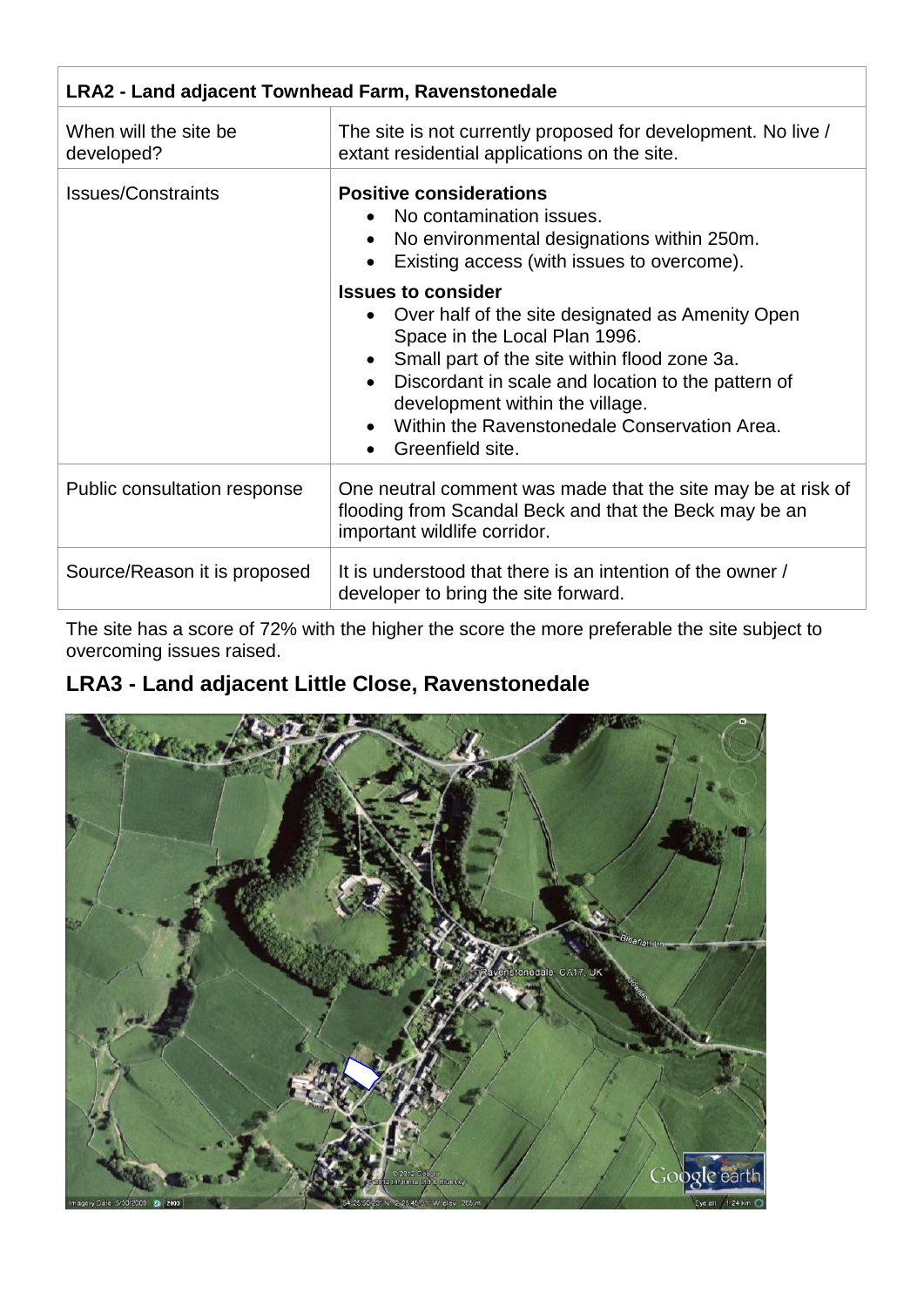| LRA2 - Land adjacent Townhead Farm, Ravenstonedale | |
|---|---|
| When will the site be developed? | The site is not currently proposed for development. No live / extant residential applications on the site. |
| Issues/Constraints | **Positive considerations**<br>• No contamination issues.<br>• No environmental designations within 250m.<br>• Existing access (with issues to overcome).<br><br>**Issues to consider**<br>• Over half of the site designated as Amenity Open Space in the Local Plan 1996.<br>• Small part of the site within flood zone 3a.<br>• Discordant in scale and location to the pattern of development within the village.<br>• Within the Ravenstonedale Conservation Area.<br>• Greenfield site. |
| Public consultation response | One neutral comment was made that the site may be at risk of flooding from Scandal Beck and that the Beck may be an important wildlife corridor. |
| Source/Reason it is proposed | It is understood that there is an intention of the owner / developer to bring the site forward. |

The site has a score of 72% with the higher the score the more preferable the site subject to overcoming issues raised.

## LRA3 - Land adjacent Little Close, Ravenstonedale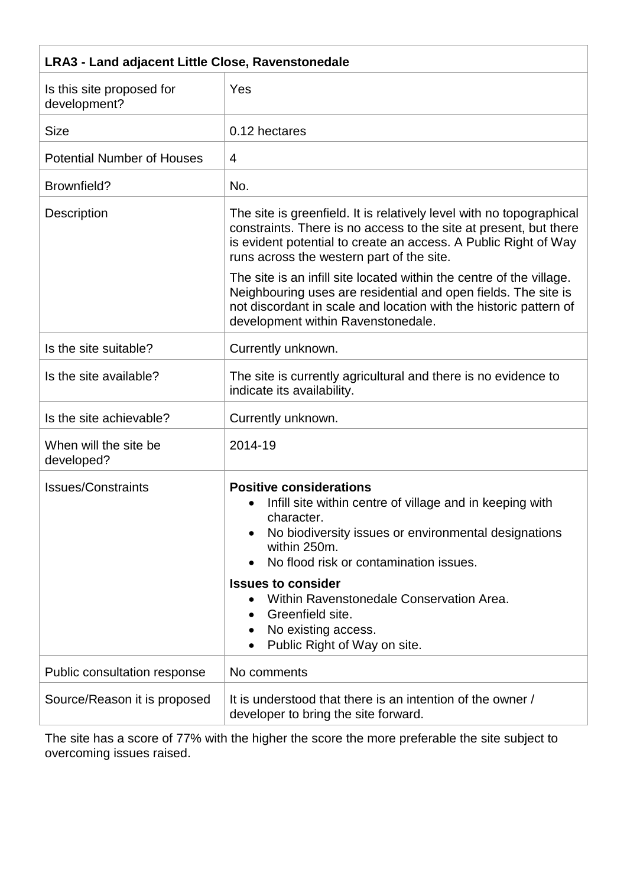| LRA3 - Land adjacent Little Close, Ravenstonedale | |
|---|---|
| Is this site proposed for development? | Yes |
| Size | 0.12 hectares |
| Potential Number of Houses | 4 |
| Brownfield? | No. |
| Description | The site is greenfield. It is relatively level with no topographical constraints. There is no access to the site at present, but there is evident potential to create an access. A Public Right of Way runs across the western part of the site.<br><br>The site is an infill site located within the centre of the village. Neighbouring uses are residential and open fields. The site is not discordant in scale and location with the historic pattern of development within Ravenstonedale. |
| Is the site suitable? | Currently unknown. |
| Is the site available? | The site is currently agricultural and there is no evidence to indicate its availability. |
| Is the site achievable? | Currently unknown. |
| When will the site be developed? | 2014-19 |
| Issues/Constraints | **Positive considerations**<br>• Infill site within centre of village and in keeping with character.<br>• No biodiversity issues or environmental designations within 250m.<br>• No flood risk or contamination issues.<br><br>**Issues to consider**<br>• Within Ravenstonedale Conservation Area.<br>• Greenfield site.<br>• No existing access.<br>• Public Right of Way on site. |
| Public consultation response | No comments |
| Source/Reason it is proposed | It is understood that there is an intention of the owner / developer to bring the site forward. |

The site has a score of 77% with the higher the score the more preferable the site subject to overcoming issues raised.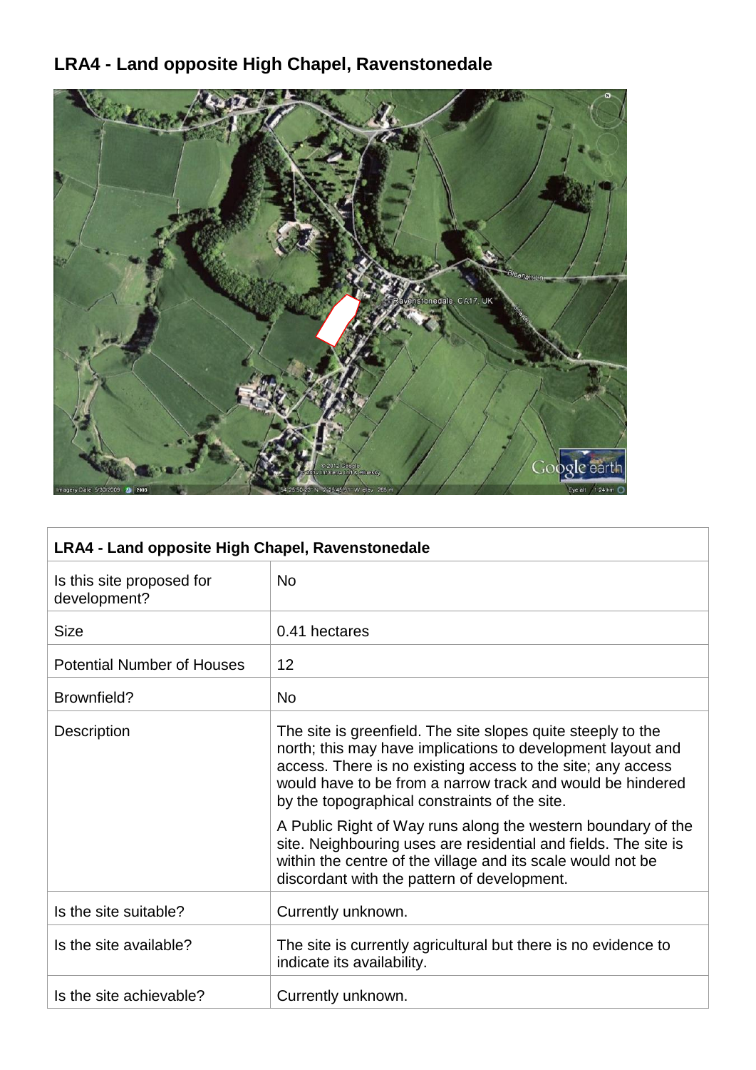## LRA4 - Land opposite High Chapel, Ravenstonedale

| LRA4 - Land opposite High Chapel, Ravenstonedale | |
|---|---|
| Is this site proposed for development? | No |
| Size | 0.41 hectares |
| Potential Number of Houses | 12 |
| Brownfield? | No |
| Description | The site is greenfield. The site slopes quite steeply to the north; this may have implications to development layout and access. There is no existing access to the site; any access would have to be from a narrow track and would be hindered by the topographical constraints of the site.<br><br>A Public Right of Way runs along the western boundary of the site. Neighbouring uses are residential and fields. The site is within the centre of the village and its scale would not be discordant with the pattern of development. |
| Is the site suitable? | Currently unknown. |
| Is the site available? | The site is currently agricultural but there is no evidence to indicate its availability. |
| Is the site achievable? | Currently unknown. |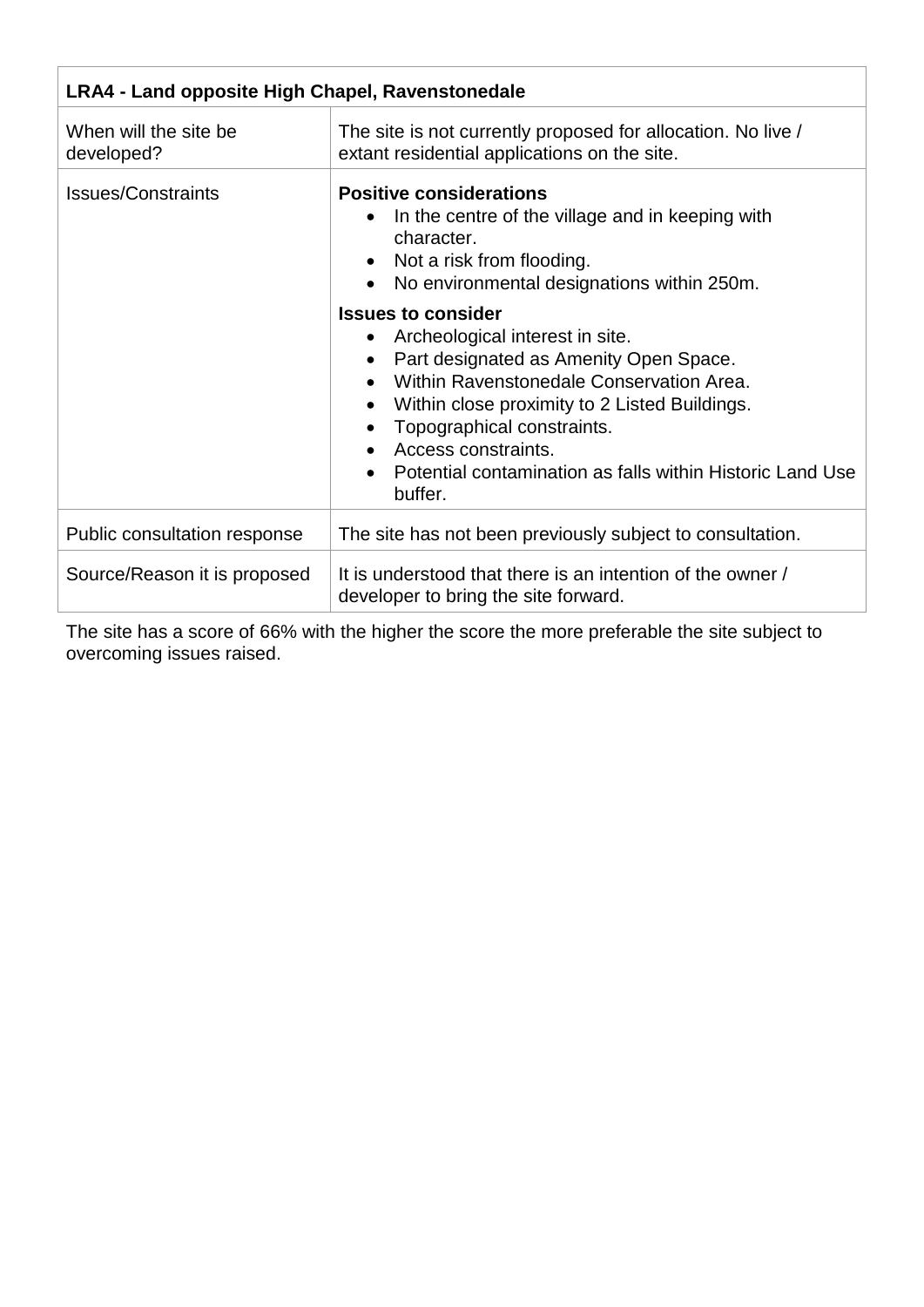| **LRA4 - Land opposite High Chapel, Ravenstonedale** | |
|---|---|
| When will the site be developed? | The site is not currently proposed for allocation. No live / extant residential applications on the site. |
| Issues/Constraints | **Positive considerations**<br>• In the centre of the village and in keeping with character.<br>• Not a risk from flooding.<br>• No environmental designations within 250m.<br>**Issues to consider**<br>• Archeological interest in site.<br>• Part designated as Amenity Open Space.<br>• Within Ravenstonedale Conservation Area.<br>• Within close proximity to 2 Listed Buildings.<br>• Topographical constraints.<br>• Access constraints.<br>• Potential contamination as falls within Historic Land Use buffer. |
| Public consultation response | The site has not been previously subject to consultation. |
| Source/Reason it is proposed | It is understood that there is an intention of the owner / developer to bring the site forward. |

The site has a score of 66% with the higher the score the more preferable the site subject to overcoming issues raised.